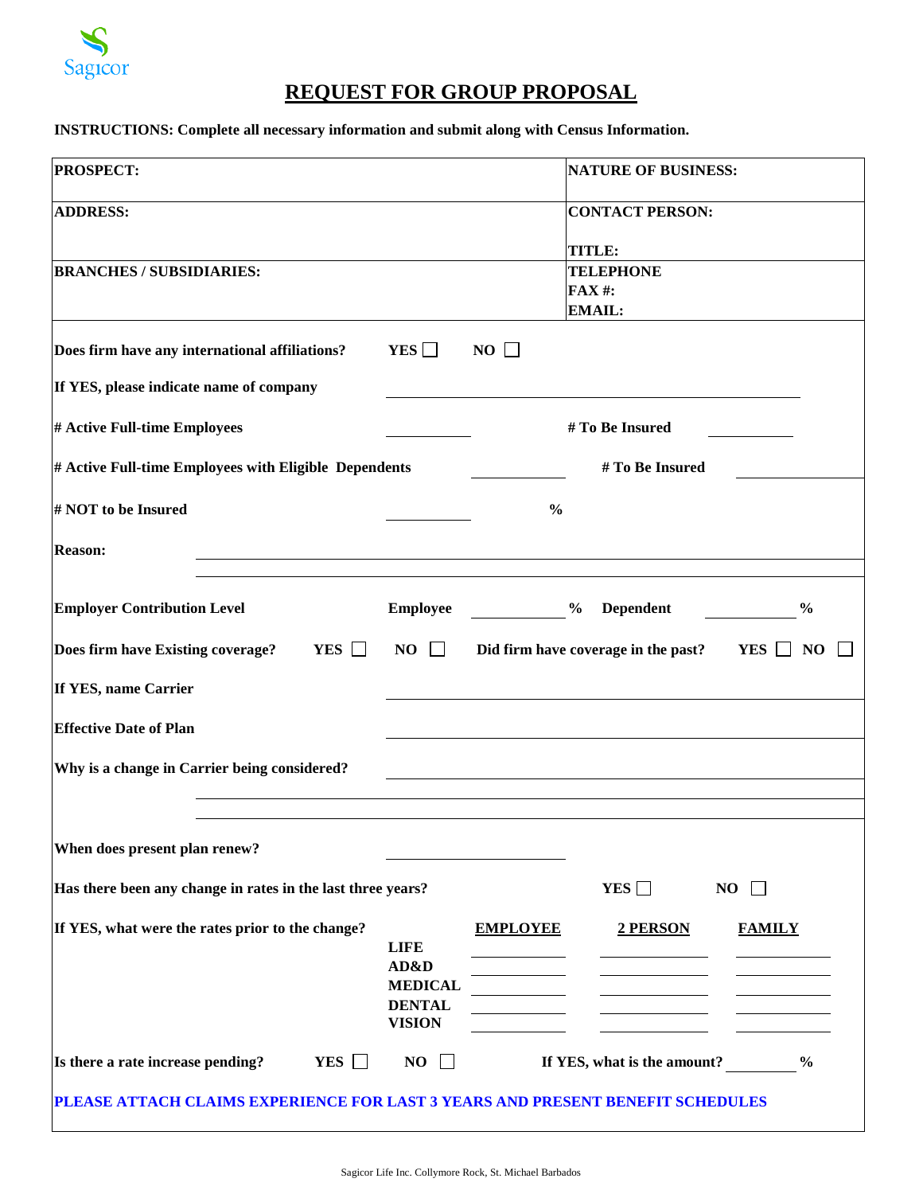Sagicor

# REQUEST FOR GROUP PROPOSAL

**INSTRUCTIONS: Complete all necessary information and submit along with Census Information.**

| | |
|---|---|
| **PROSPECT:** | **NATURE OF BUSINESS:** |
| **ADDRESS:** | **CONTACT PERSON:**<br><br>**TITLE:** |
| **BRANCHES / SUBSIDIARIES:** | **TELEPHONE**<br>**FAX #:**<br>**EMAIL:** |

**Does firm have any international affiliations?** YES ☐ NO ☐

**If YES, please indicate name of company** ______________________________

**# Active Full-time Employees** __________ **# To Be Insured** __________

**# Active Full-time Employees with Eligible Dependents** __________ **# To Be Insured** __________

**# NOT to be Insured** __________ **%**

**Reason:** ______________________________

______________________________

**Employer Contribution Level** **Employee** __________ **%** **Dependent** __________ **%**

**Does firm have Existing coverage?** YES ☐ NO ☐ **Did firm have coverage in the past?** YES ☐ NO ☐

**If YES, name Carrier** ______________________________

**Effective Date of Plan** ______________________________

**Why is a change in Carrier being considered?** ______________________________

______________________________

______________________________

**When does present plan renew?** ______________________________

**Has there been any change in rates in the last three years?** YES ☐ NO ☐

**If YES, what were the rates prior to the change?**

| | EMPLOYEE | 2 PERSON | FAMILY |
|---|---|---|---|
| **LIFE** | | | |
| **AD&D** | | | |
| **MEDICAL** | | | |
| **DENTAL** | | | |
| **VISION** | | | |

**Is there a rate increase pending?** YES ☐ NO ☐ **If YES, what is the amount?** __________ **%**

**PLEASE ATTACH CLAIMS EXPERIENCE FOR LAST 3 YEARS AND PRESENT BENEFIT SCHEDULES**

Sagicor Life Inc. Collymore Rock, St. Michael Barbados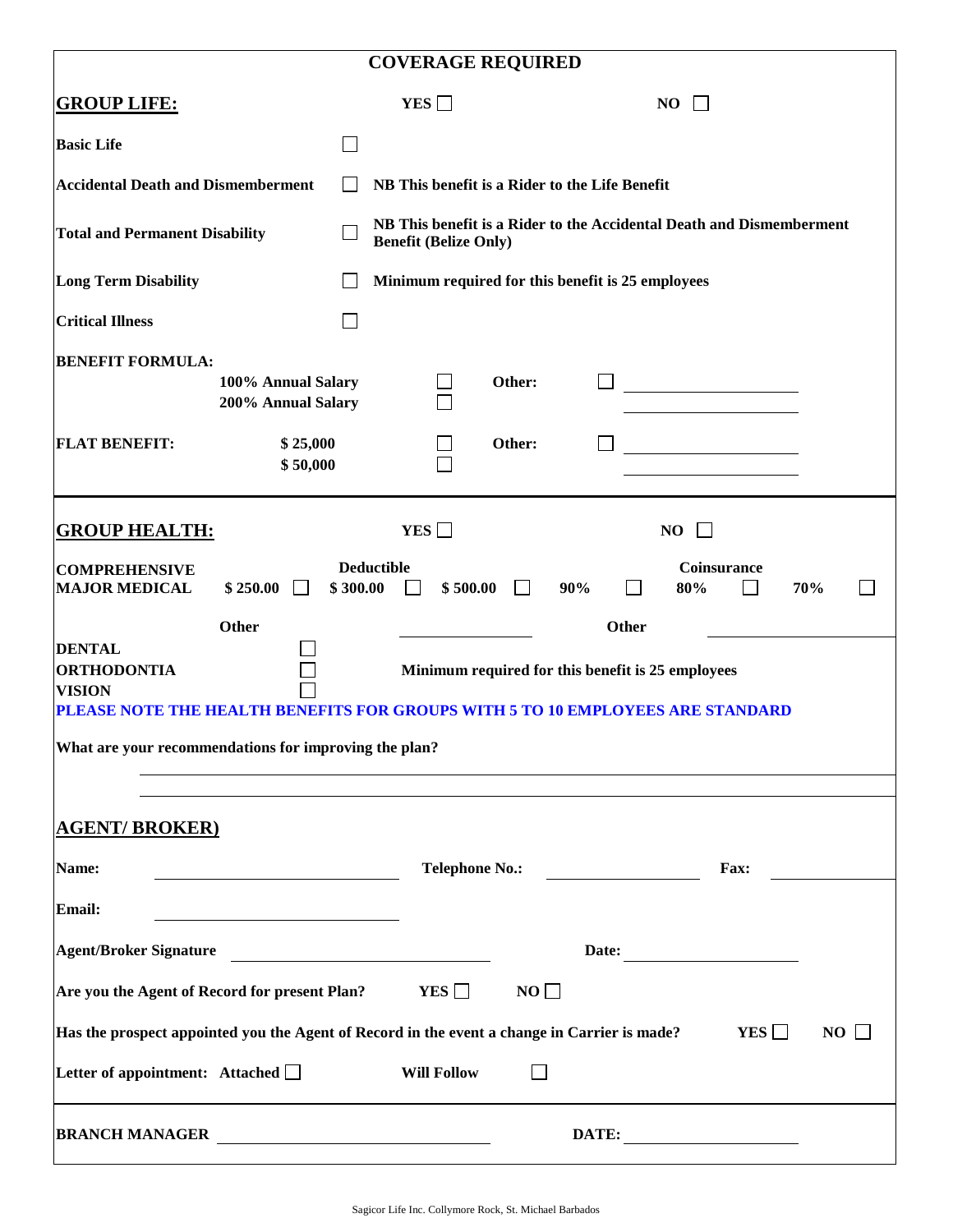# COVERAGE REQUIRED

## GROUP LIFE:

YES ☐ NO ☐

**Basic Life** ☐

**Accidental Death and Dismemberment** ☐ **NB This benefit is a Rider to the Life Benefit**

**Total and Permanent Disability** ☐ **NB This benefit is a Rider to the Accidental Death and Dismemberment Benefit (Belize Only)**

**Long Term Disability** ☐ **Minimum required for this benefit is 25 employees**

**Critical Illness** ☐

**BENEFIT FORMULA:**

| | | | |
|---|---|---|---|
| 100% Annual Salary | ☐ | Other: ☐ | ______________ |
| 200% Annual Salary | ☐ | | ______________ |

**FLAT BENEFIT:**

| | | | |
|---|---|---|---|
| $ 25,000 | ☐ | Other: ☐ | ______________ |
| $ 50,000 | ☐ | | ______________ |

## GROUP HEALTH:

YES ☐ NO ☐

**COMPREHENSIVE MAJOR MEDICAL**

| Deductible | | | Coinsurance | | |
|---|---|---|---|---|---|
| $ 250.00 ☐ | $ 300.00 ☐ | $ 500.00 ☐ | 90% ☐ | 80% ☐ | 70% ☐ |

**Other** ______________ **Other** ______________

**DENTAL** ☐

**ORTHODONTIA** ☐ **Minimum required for this benefit is 25 employees**

**VISION** ☐

**PLEASE NOTE THE HEALTH BENEFITS FOR GROUPS WITH 5 TO 10 EMPLOYEES ARE STANDARD**

**What are your recommendations for improving the plan?**

______________________________________________

______________________________________________

## AGENT/ BROKER)

**Name:** ______________ **Telephone No.:** ______________ **Fax:** ______________

**Email:** ______________

**Agent/Broker Signature** ______________ **Date:** ______________

**Are you the Agent of Record for present Plan?** YES ☐ NO ☐

**Has the prospect appointed you the Agent of Record in the event a change in Carrier is made?** YES ☐ NO ☐

**Letter of appointment: Attached** ☐ **Will Follow** ☐

**BRANCH MANAGER** ______________ **DATE:** ______________

Sagicor Life Inc. Collymore Rock, St. Michael Barbados